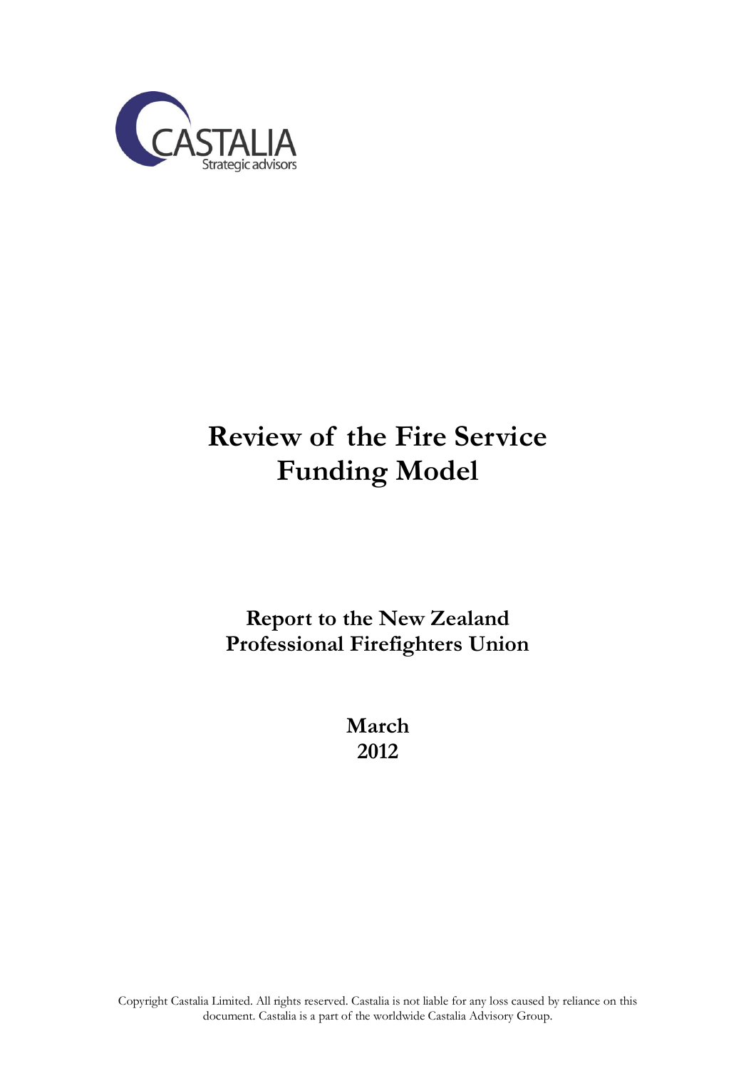CASTALIA
Strategic advisors

# Review of the Fire Service Funding Model

## Report to the New Zealand Professional Firefighters Union

**March 2012**

Copyright Castalia Limited. All rights reserved. Castalia is not liable for any loss caused by reliance on this document. Castalia is a part of the worldwide Castalia Advisory Group.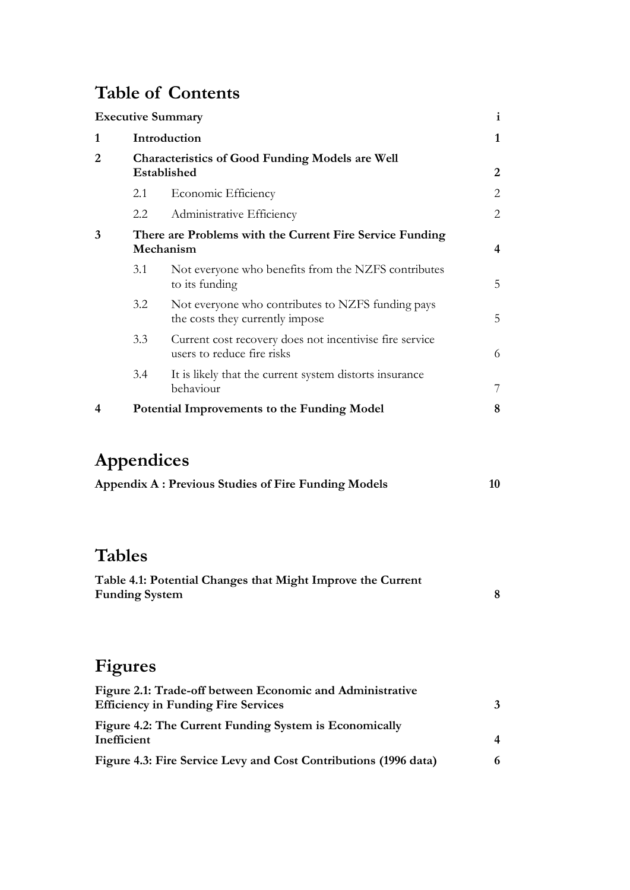# Table of Contents

| | | | |
|---|---|---|---|
| **Executive Summary** | | | **i** |
| **1** | **Introduction** | | **1** |
| **2** | **Characteristics of Good Funding Models are Well Established** | | **2** |
| | 2.1 | Economic Efficiency | 2 |
| | 2.2 | Administrative Efficiency | 2 |
| **3** | **There are Problems with the Current Fire Service Funding Mechanism** | | **4** |
| | 3.1 | Not everyone who benefits from the NZFS contributes to its funding | 5 |
| | 3.2 | Not everyone who contributes to NZFS funding pays the costs they currently impose | 5 |
| | 3.3 | Current cost recovery does not incentivise fire service users to reduce fire risks | 6 |
| | 3.4 | It is likely that the current system distorts insurance behaviour | 7 |
| **4** | **Potential Improvements to the Funding Model** | | **8** |

# Appendices

| | |
|---|---|
| **Appendix A : Previous Studies of Fire Funding Models** | **10** |

# Tables

| | |
|---|---|
| **Table 4.1: Potential Changes that Might Improve the Current Funding System** | **8** |

# Figures

| | |
|---|---|
| **Figure 2.1: Trade-off between Economic and Administrative Efficiency in Funding Fire Services** | **3** |
| **Figure 4.2: The Current Funding System is Economically Inefficient** | **4** |
| **Figure 4.3: Fire Service Levy and Cost Contributions (1996 data)** | **6** |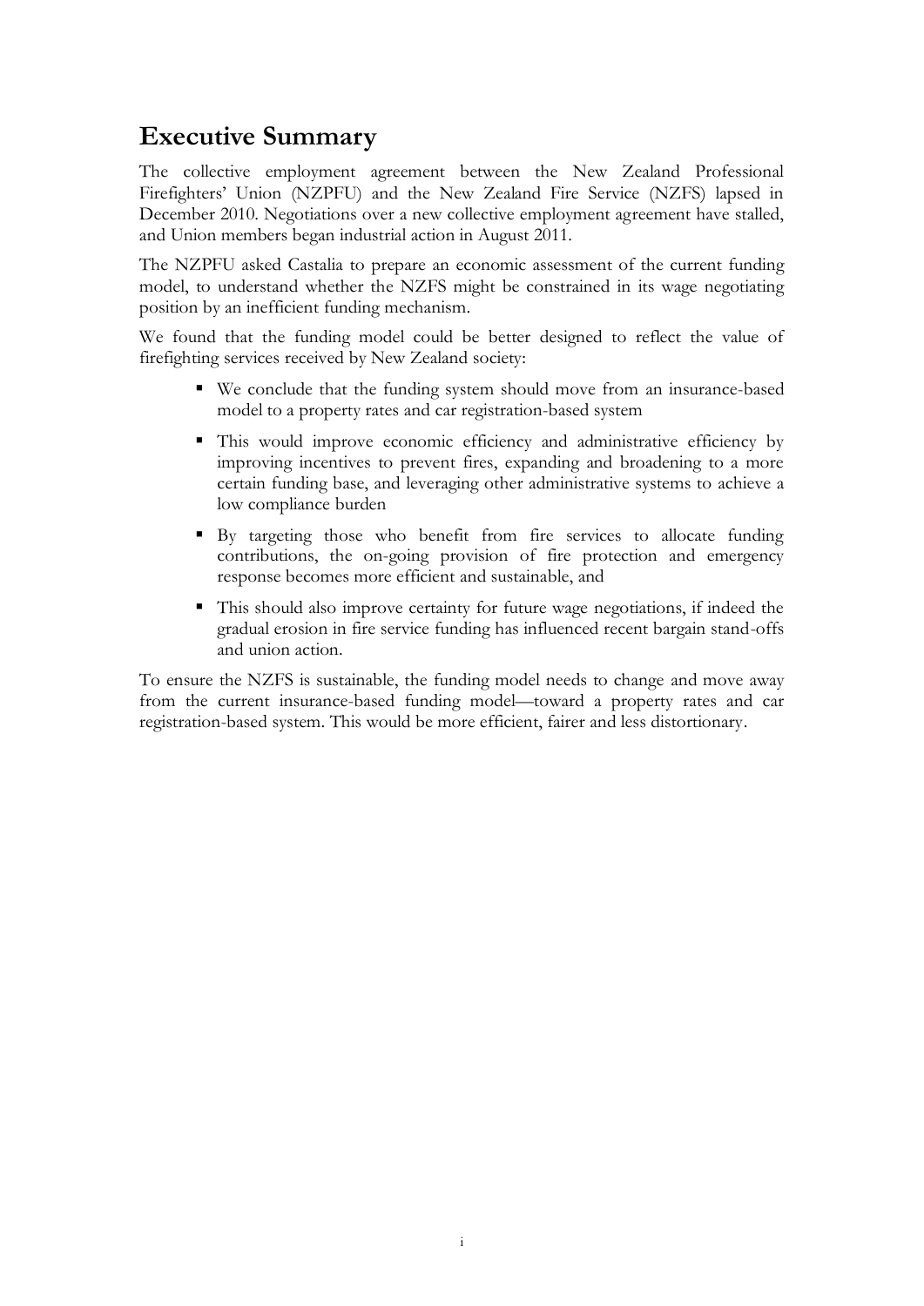## Executive Summary

The collective employment agreement between the New Zealand Professional Firefighters' Union (NZPFU) and the New Zealand Fire Service (NZFS) lapsed in December 2010. Negotiations over a new collective employment agreement have stalled, and Union members began industrial action in August 2011.

The NZPFU asked Castalia to prepare an economic assessment of the current funding model, to understand whether the NZFS might be constrained in its wage negotiating position by an inefficient funding mechanism.

We found that the funding model could be better designed to reflect the value of firefighting services received by New Zealand society:

- We conclude that the funding system should move from an insurance-based model to a property rates and car registration-based system
- This would improve economic efficiency and administrative efficiency by improving incentives to prevent fires, expanding and broadening to a more certain funding base, and leveraging other administrative systems to achieve a low compliance burden
- By targeting those who benefit from fire services to allocate funding contributions, the on-going provision of fire protection and emergency response becomes more efficient and sustainable, and
- This should also improve certainty for future wage negotiations, if indeed the gradual erosion in fire service funding has influenced recent bargain stand-offs and union action.

To ensure the NZFS is sustainable, the funding model needs to change and move away from the current insurance-based funding model—toward a property rates and car registration-based system. This would be more efficient, fairer and less distortionary.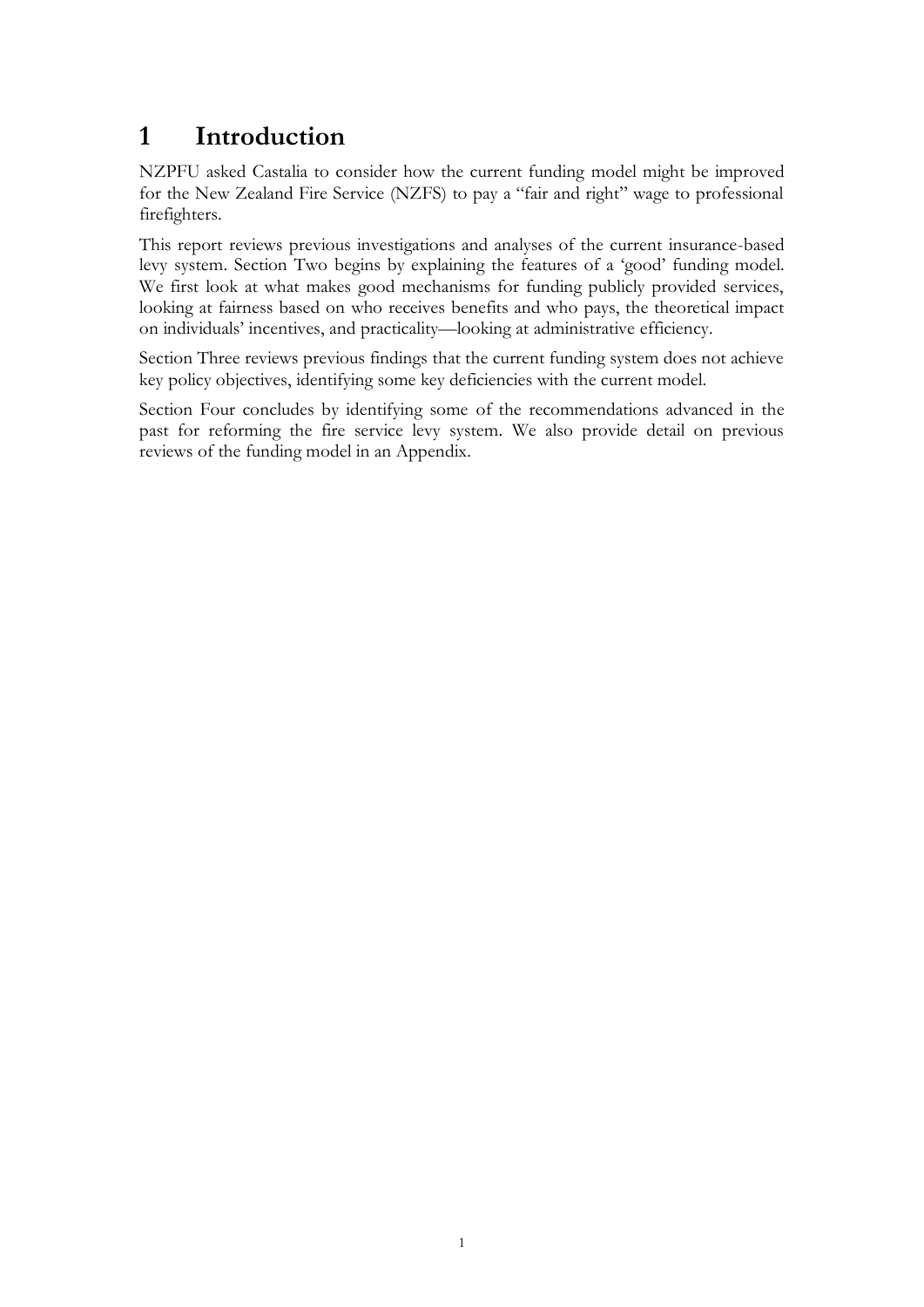# 1 Introduction

NZPFU asked Castalia to consider how the current funding model might be improved for the New Zealand Fire Service (NZFS) to pay a "fair and right" wage to professional firefighters.

This report reviews previous investigations and analyses of the current insurance-based levy system. Section Two begins by explaining the features of a 'good' funding model. We first look at what makes good mechanisms for funding publicly provided services, looking at fairness based on who receives benefits and who pays, the theoretical impact on individuals' incentives, and practicality—looking at administrative efficiency.

Section Three reviews previous findings that the current funding system does not achieve key policy objectives, identifying some key deficiencies with the current model.

Section Four concludes by identifying some of the recommendations advanced in the past for reforming the fire service levy system. We also provide detail on previous reviews of the funding model in an Appendix.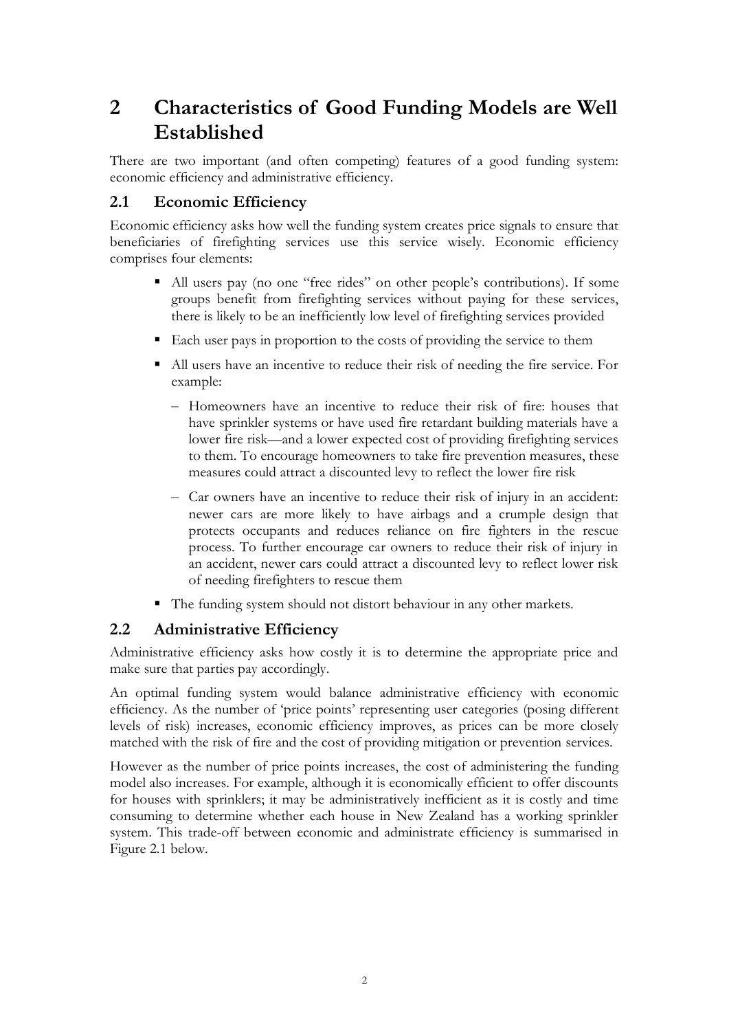# 2 Characteristics of Good Funding Models are Well Established

There are two important (and often competing) features of a good funding system: economic efficiency and administrative efficiency.

## 2.1 Economic Efficiency

Economic efficiency asks how well the funding system creates price signals to ensure that beneficiaries of firefighting services use this service wisely. Economic efficiency comprises four elements:

- All users pay (no one "free rides" on other people's contributions). If some groups benefit from firefighting services without paying for these services, there is likely to be an inefficiently low level of firefighting services provided
- Each user pays in proportion to the costs of providing the service to them
- All users have an incentive to reduce their risk of needing the fire service. For example:
  - Homeowners have an incentive to reduce their risk of fire: houses that have sprinkler systems or have used fire retardant building materials have a lower fire risk—and a lower expected cost of providing firefighting services to them. To encourage homeowners to take fire prevention measures, these measures could attract a discounted levy to reflect the lower fire risk
  - Car owners have an incentive to reduce their risk of injury in an accident: newer cars are more likely to have airbags and a crumple design that protects occupants and reduces reliance on fire fighters in the rescue process. To further encourage car owners to reduce their risk of injury in an accident, newer cars could attract a discounted levy to reflect lower risk of needing firefighters to rescue them
- The funding system should not distort behaviour in any other markets.

## 2.2 Administrative Efficiency

Administrative efficiency asks how costly it is to determine the appropriate price and make sure that parties pay accordingly.

An optimal funding system would balance administrative efficiency with economic efficiency. As the number of 'price points' representing user categories (posing different levels of risk) increases, economic efficiency improves, as prices can be more closely matched with the risk of fire and the cost of providing mitigation or prevention services.

However as the number of price points increases, the cost of administering the funding model also increases. For example, although it is economically efficient to offer discounts for houses with sprinklers; it may be administratively inefficient as it is costly and time consuming to determine whether each house in New Zealand has a working sprinkler system. This trade-off between economic and administrate efficiency is summarised in Figure 2.1 below.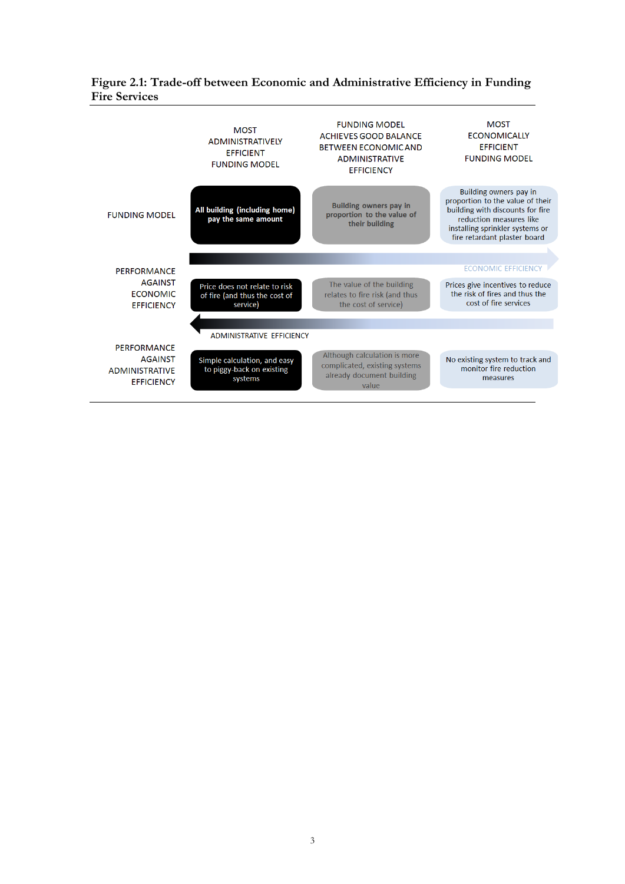**Figure 2.1: Trade-off between Economic and Administrative Efficiency in Funding Fire Services**

| | MOST ADMINISTRATIVELY EFFICIENT FUNDING MODEL | FUNDING MODEL ACHIEVES GOOD BALANCE BETWEEN ECONOMIC AND ADMINISTRATIVE EFFICIENCY | MOST ECONOMICALLY EFFICIENT FUNDING MODEL |
|---|---|---|---|
| FUNDING MODEL | All building (including home) pay the same amount | Building owners pay in proportion to the value of their building | Building owners pay in proportion to the value of their building with discounts for fire reduction measures like installing sprinkler systems or fire retardant plaster board |
| PERFORMANCE AGAINST ECONOMIC EFFICIENCY | Price does not relate to risk of fire (and thus the cost of service) | The value of the building relates to fire risk (and thus the cost of service) | Prices give incentives to reduce the risk of fires and thus the cost of fire services |
| PERFORMANCE AGAINST ADMINISTRATIVE EFFICIENCY | Simple calculation, and easy to piggy-back on existing systems | Although calculation is more complicated, existing systems already document building value | No existing system to track and monitor fire reduction measures |

ECONOMIC EFFICIENCY →

← ADMINISTRATIVE EFFICIENCY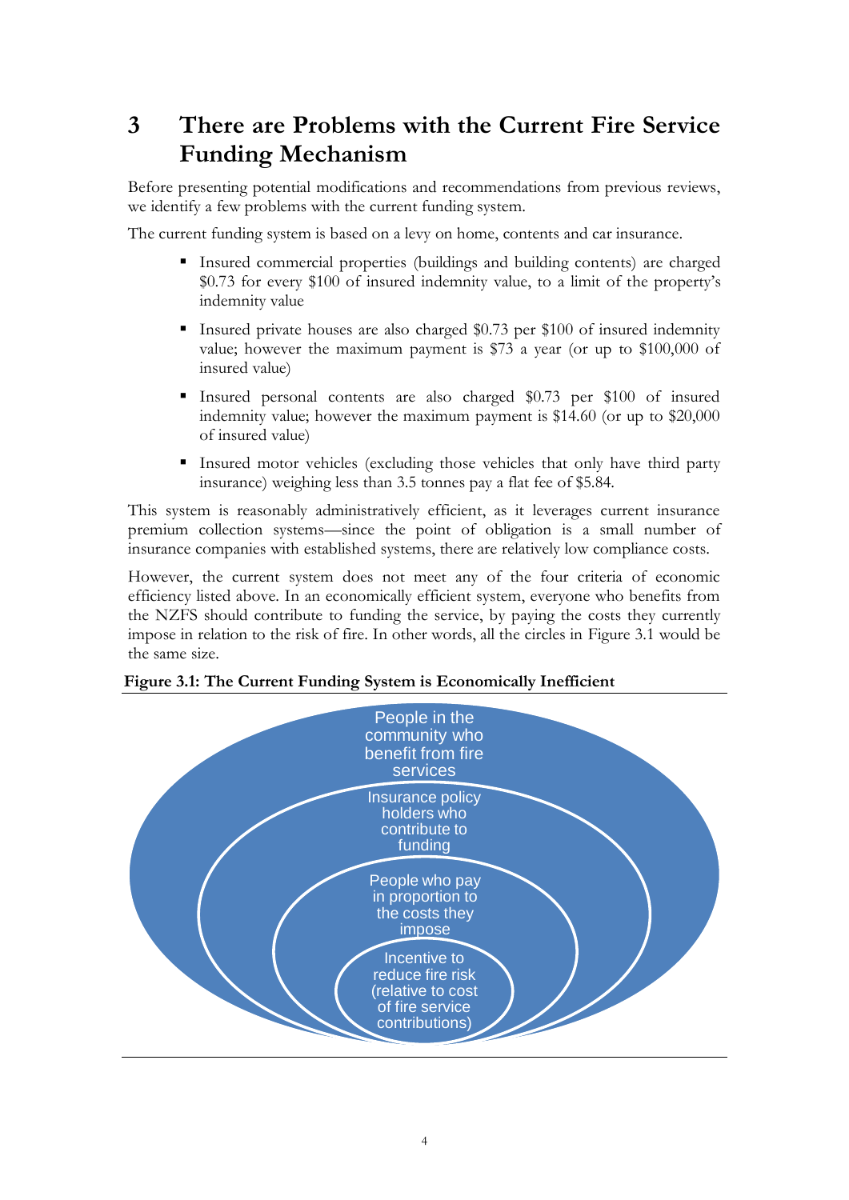# 3 There are Problems with the Current Fire Service Funding Mechanism

Before presenting potential modifications and recommendations from previous reviews, we identify a few problems with the current funding system.

The current funding system is based on a levy on home, contents and car insurance.

- Insured commercial properties (buildings and building contents) are charged $0.73 for every $100 of insured indemnity value, to a limit of the property's indemnity value
- Insured private houses are also charged $0.73 per $100 of insured indemnity value; however the maximum payment is $73 a year (or up to $100,000 of insured value)
- Insured personal contents are also charged $0.73 per $100 of insured indemnity value; however the maximum payment is $14.60 (or up to $20,000 of insured value)
- Insured motor vehicles (excluding those vehicles that only have third party insurance) weighing less than 3.5 tonnes pay a flat fee of $5.84.

This system is reasonably administratively efficient, as it leverages current insurance premium collection systems—since the point of obligation is a small number of insurance companies with established systems, there are relatively low compliance costs.

However, the current system does not meet any of the four criteria of economic efficiency listed above. In an economically efficient system, everyone who benefits from the NZFS should contribute to funding the service, by paying the costs they currently impose in relation to the risk of fire. In other words, all the circles in Figure 3.1 would be the same size.

**Figure 3.1: The Current Funding System is Economically Inefficient**

People in the community who benefit from fire services

Insurance policy holders who contribute to funding

People who pay in proportion to the costs they impose

Incentive to reduce fire risk (relative to cost of fire service contributions)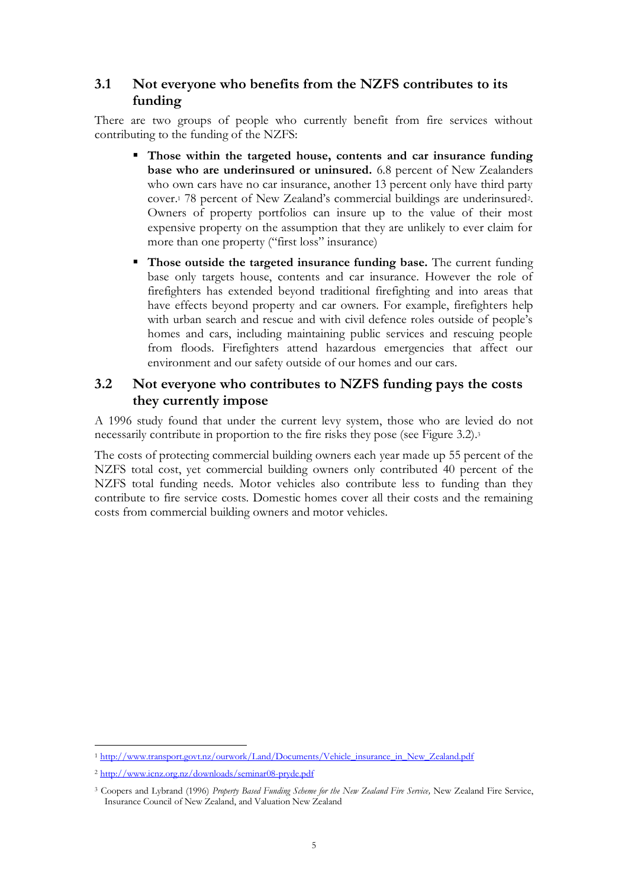## 3.1 Not everyone who benefits from the NZFS contributes to its funding

There are two groups of people who currently benefit from fire services without contributing to the funding of the NZFS:

- **Those within the targeted house, contents and car insurance funding base who are underinsured or uninsured.** 6.8 percent of New Zealanders who own cars have no car insurance, another 13 percent only have third party cover.[1] 78 percent of New Zealand's commercial buildings are underinsured[2]. Owners of property portfolios can insure up to the value of their most expensive property on the assumption that they are unlikely to ever claim for more than one property ("first loss" insurance)
- **Those outside the targeted insurance funding base.** The current funding base only targets house, contents and car insurance. However the role of firefighters has extended beyond traditional firefighting and into areas that have effects beyond property and car owners. For example, firefighters help with urban search and rescue and with civil defence roles outside of people's homes and cars, including maintaining public services and rescuing people from floods. Firefighters attend hazardous emergencies that affect our environment and our safety outside of our homes and our cars.

## 3.2 Not everyone who contributes to NZFS funding pays the costs they currently impose

A 1996 study found that under the current levy system, those who are levied do not necessarily contribute in proportion to the fire risks they pose (see Figure 3.2).[3]

The costs of protecting commercial building owners each year made up 55 percent of the NZFS total cost, yet commercial building owners only contributed 40 percent of the NZFS total funding needs. Motor vehicles also contribute less to funding than they contribute to fire service costs. Domestic homes cover all their costs and the remaining costs from commercial building owners and motor vehicles.

---

[1] http://www.transport.govt.nz/ourwork/Land/Documents/Vehicle_insurance_in_New_Zealand.pdf

[2] http://www.icnz.org.nz/downloads/seminar08-pryde.pdf

[3] Coopers and Lybrand (1996) *Property Based Funding Scheme for the New Zealand Fire Service,* New Zealand Fire Service, Insurance Council of New Zealand, and Valuation New Zealand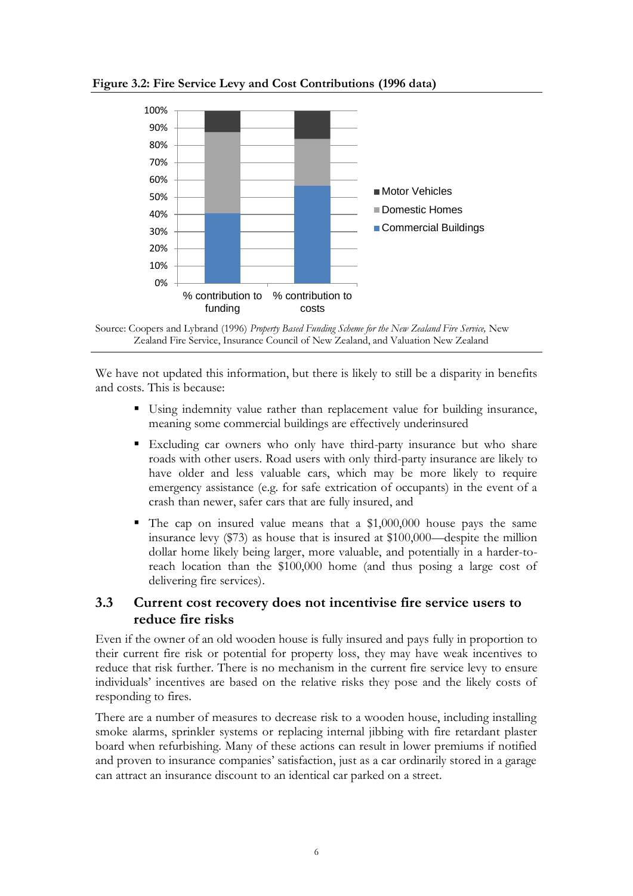**Figure 3.2: Fire Service Levy and Cost Contributions (1996 data)**

Source: Coopers and Lybrand (1996) *Property Based Funding Scheme for the New Zealand Fire Service,* New Zealand Fire Service, Insurance Council of New Zealand, and Valuation New Zealand

We have not updated this information, but there is likely to still be a disparity in benefits and costs. This is because:

- Using indemnity value rather than replacement value for building insurance, meaning some commercial buildings are effectively underinsured
- Excluding car owners who only have third-party insurance but who share roads with other users. Road users with only third-party insurance are likely to have older and less valuable cars, which may be more likely to require emergency assistance (e.g. for safe extrication of occupants) in the event of a crash than newer, safer cars that are fully insured, and
- The cap on insured value means that a $1,000,000 house pays the same insurance levy ($73) as house that is insured at $100,000—despite the million dollar home likely being larger, more valuable, and potentially in a harder-to-reach location than the $100,000 home (and thus posing a large cost of delivering fire services).

## 3.3 Current cost recovery does not incentivise fire service users to reduce fire risks

Even if the owner of an old wooden house is fully insured and pays fully in proportion to their current fire risk or potential for property loss, they may have weak incentives to reduce that risk further. There is no mechanism in the current fire service levy to ensure individuals' incentives are based on the relative risks they pose and the likely costs of responding to fires.

There are a number of measures to decrease risk to a wooden house, including installing smoke alarms, sprinkler systems or replacing internal jibbing with fire retardant plaster board when refurbishing. Many of these actions can result in lower premiums if notified and proven to insurance companies' satisfaction, just as a car ordinarily stored in a garage can attract an insurance discount to an identical car parked on a street.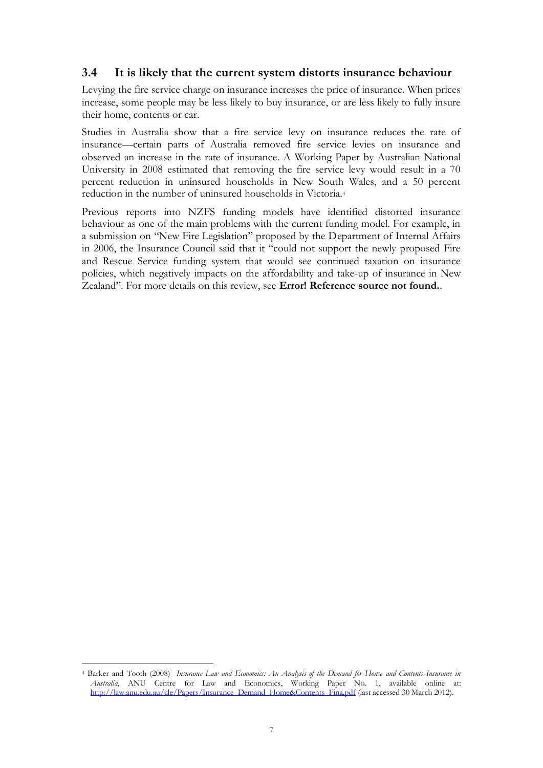### 3.4 It is likely that the current system distorts insurance behaviour

Levying the fire service charge on insurance increases the price of insurance. When prices increase, some people may be less likely to buy insurance, or are less likely to fully insure their home, contents or car.

Studies in Australia show that a fire service levy on insurance reduces the rate of insurance—certain parts of Australia removed fire service levies on insurance and observed an increase in the rate of insurance. A Working Paper by Australian National University in 2008 estimated that removing the fire service levy would result in a 70 percent reduction in uninsured households in New South Wales, and a 50 percent reduction in the number of uninsured households in Victoria.[4]

Previous reports into NZFS funding models have identified distorted insurance behaviour as one of the main problems with the current funding model. For example, in a submission on "New Fire Legislation" proposed by the Department of Internal Affairs in 2006, the Insurance Council said that it "could not support the newly proposed Fire and Rescue Service funding system that would see continued taxation on insurance policies, which negatively impacts on the affordability and take-up of insurance in New Zealand". For more details on this review, see **Error! Reference source not found.**.

---

[4] Barker and Tooth (2008) *Insurance Law and Economics: An Analysis of the Demand for House and Contents Insurance in Australia*, ANU Centre for Law and Economics, Working Paper No. 1, available online at: http://law.anu.edu.au/cle/Papers/Insurance_Demand_Home&Contents_Fina.pdf (last accessed 30 March 2012).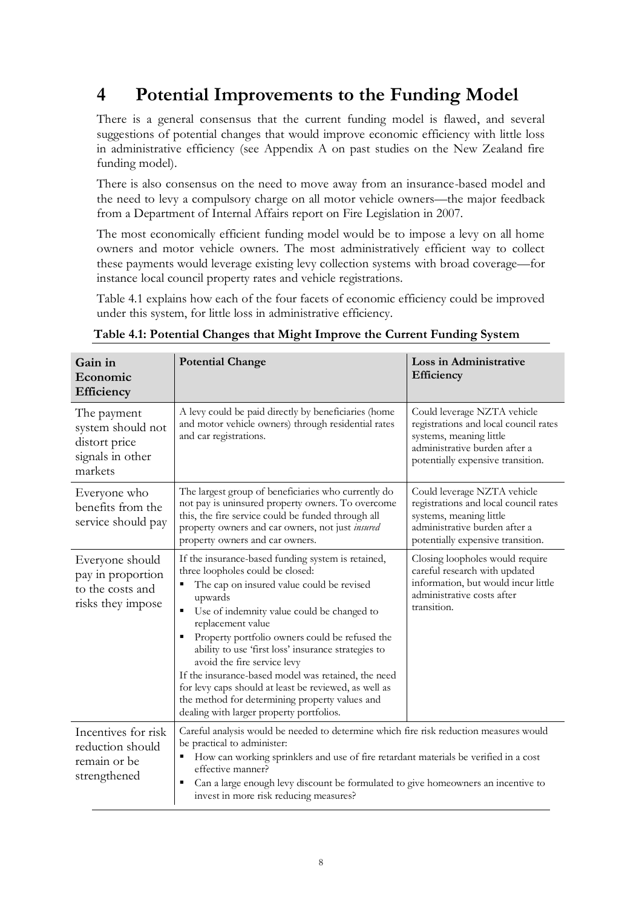# 4 Potential Improvements to the Funding Model

There is a general consensus that the current funding model is flawed, and several suggestions of potential changes that would improve economic efficiency with little loss in administrative efficiency (see Appendix A on past studies on the New Zealand fire funding model).

There is also consensus on the need to move away from an insurance-based model and the need to levy a compulsory charge on all motor vehicle owners—the major feedback from a Department of Internal Affairs report on Fire Legislation in 2007.

The most economically efficient funding model would be to impose a levy on all home owners and motor vehicle owners. The most administratively efficient way to collect these payments would leverage existing levy collection systems with broad coverage—for instance local council property rates and vehicle registrations.

Table 4.1 explains how each of the four facets of economic efficiency could be improved under this system, for little loss in administrative efficiency.

**Table 4.1: Potential Changes that Might Improve the Current Funding System**

| Gain in Economic Efficiency | Potential Change | Loss in Administrative Efficiency |
|---|---|---|
| The payment system should not distort price signals in other markets | A levy could be paid directly by beneficiaries (home and motor vehicle owners) through residential rates and car registrations. | Could leverage NZTA vehicle registrations and local council rates systems, meaning little administrative burden after a potentially expensive transition. |
| Everyone who benefits from the service should pay | The largest group of beneficiaries who currently do not pay is uninsured property owners. To overcome this, the fire service could be funded through all property owners and car owners, not just *insured* property owners and car owners. | Could leverage NZTA vehicle registrations and local council rates systems, meaning little administrative burden after a potentially expensive transition. |
| Everyone should pay in proportion to the costs and risks they impose | If the insurance-based funding system is retained, three loopholes could be closed:<br>▪ The cap on insured value could be revised upwards<br>▪ Use of indemnity value could be changed to replacement value<br>▪ Property portfolio owners could be refused the ability to use 'first loss' insurance strategies to avoid the fire service levy<br>If the insurance-based model was retained, the need for levy caps should at least be reviewed, as well as the method for determining property values and dealing with larger property portfolios. | Closing loopholes would require careful research with updated information, but would incur little administrative costs after transition. |
| Incentives for risk reduction should remain or be strengthened | Careful analysis would be needed to determine which fire risk reduction measures would be practical to administer:<br>▪ How can working sprinklers and use of fire retardant materials be verified in a cost effective manner?<br>▪ Can a large enough levy discount be formulated to give homeowners an incentive to invest in more risk reducing measures? | |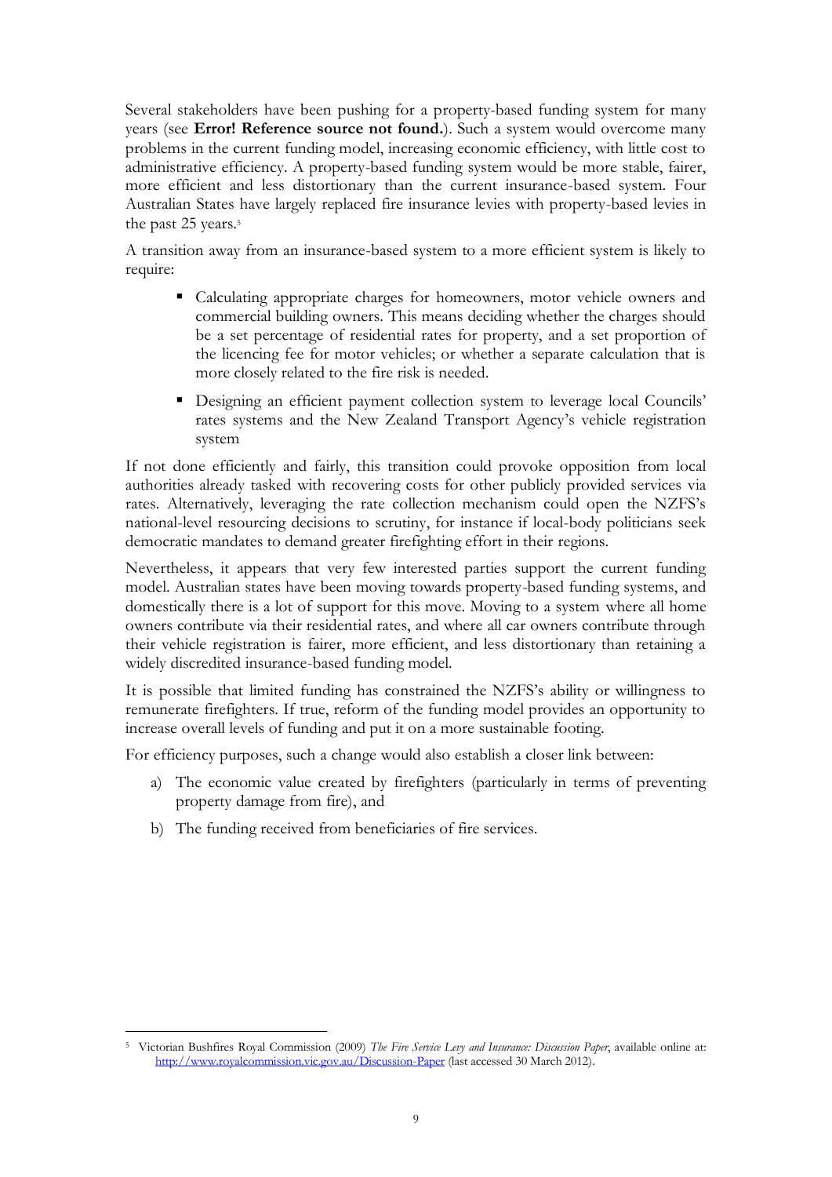Several stakeholders have been pushing for a property-based funding system for many years (see **Error! Reference source not found.**). Such a system would overcome many problems in the current funding model, increasing economic efficiency, with little cost to administrative efficiency. A property-based funding system would be more stable, fairer, more efficient and less distortionary than the current insurance-based system. Four Australian States have largely replaced fire insurance levies with property-based levies in the past 25 years.[5]

A transition away from an insurance-based system to a more efficient system is likely to require:

- Calculating appropriate charges for homeowners, motor vehicle owners and commercial building owners. This means deciding whether the charges should be a set percentage of residential rates for property, and a set proportion of the licencing fee for motor vehicles; or whether a separate calculation that is more closely related to the fire risk is needed.
- Designing an efficient payment collection system to leverage local Councils' rates systems and the New Zealand Transport Agency's vehicle registration system

If not done efficiently and fairly, this transition could provoke opposition from local authorities already tasked with recovering costs for other publicly provided services via rates. Alternatively, leveraging the rate collection mechanism could open the NZFS's national-level resourcing decisions to scrutiny, for instance if local-body politicians seek democratic mandates to demand greater firefighting effort in their regions.

Nevertheless, it appears that very few interested parties support the current funding model. Australian states have been moving towards property-based funding systems, and domestically there is a lot of support for this move. Moving to a system where all home owners contribute via their residential rates, and where all car owners contribute through their vehicle registration is fairer, more efficient, and less distortionary than retaining a widely discredited insurance-based funding model.

It is possible that limited funding has constrained the NZFS's ability or willingness to remunerate firefighters. If true, reform of the funding model provides an opportunity to increase overall levels of funding and put it on a more sustainable footing.

For efficiency purposes, such a change would also establish a closer link between:

a) The economic value created by firefighters (particularly in terms of preventing property damage from fire), and

b) The funding received from beneficiaries of fire services.

---

[5] Victorian Bushfires Royal Commission (2009) *The Fire Service Levy and Insurance: Discussion Paper*, available online at: http://www.royalcommission.vic.gov.au/Discussion-Paper (last accessed 30 March 2012).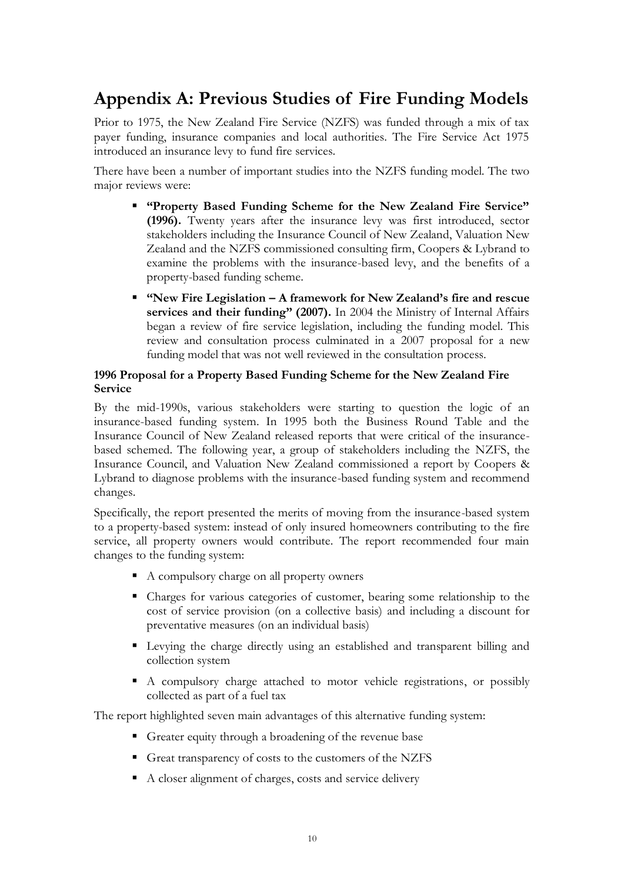## Appendix A: Previous Studies of Fire Funding Models

Prior to 1975, the New Zealand Fire Service (NZFS) was funded through a mix of tax payer funding, insurance companies and local authorities. The Fire Service Act 1975 introduced an insurance levy to fund fire services.

There have been a number of important studies into the NZFS funding model. The two major reviews were:

- **"Property Based Funding Scheme for the New Zealand Fire Service" (1996).** Twenty years after the insurance levy was first introduced, sector stakeholders including the Insurance Council of New Zealand, Valuation New Zealand and the NZFS commissioned consulting firm, Coopers & Lybrand to examine the problems with the insurance-based levy, and the benefits of a property-based funding scheme.
- **"New Fire Legislation – A framework for New Zealand's fire and rescue services and their funding" (2007).** In 2004 the Ministry of Internal Affairs began a review of fire service legislation, including the funding model. This review and consultation process culminated in a 2007 proposal for a new funding model that was not well reviewed in the consultation process.

### 1996 Proposal for a Property Based Funding Scheme for the New Zealand Fire Service

By the mid-1990s, various stakeholders were starting to question the logic of an insurance-based funding system. In 1995 both the Business Round Table and the Insurance Council of New Zealand released reports that were critical of the insurance-based schemed. The following year, a group of stakeholders including the NZFS, the Insurance Council, and Valuation New Zealand commissioned a report by Coopers & Lybrand to diagnose problems with the insurance-based funding system and recommend changes.

Specifically, the report presented the merits of moving from the insurance-based system to a property-based system: instead of only insured homeowners contributing to the fire service, all property owners would contribute. The report recommended four main changes to the funding system:

- A compulsory charge on all property owners
- Charges for various categories of customer, bearing some relationship to the cost of service provision (on a collective basis) and including a discount for preventative measures (on an individual basis)
- Levying the charge directly using an established and transparent billing and collection system
- A compulsory charge attached to motor vehicle registrations, or possibly collected as part of a fuel tax

The report highlighted seven main advantages of this alternative funding system:

- Greater equity through a broadening of the revenue base
- Great transparency of costs to the customers of the NZFS
- A closer alignment of charges, costs and service delivery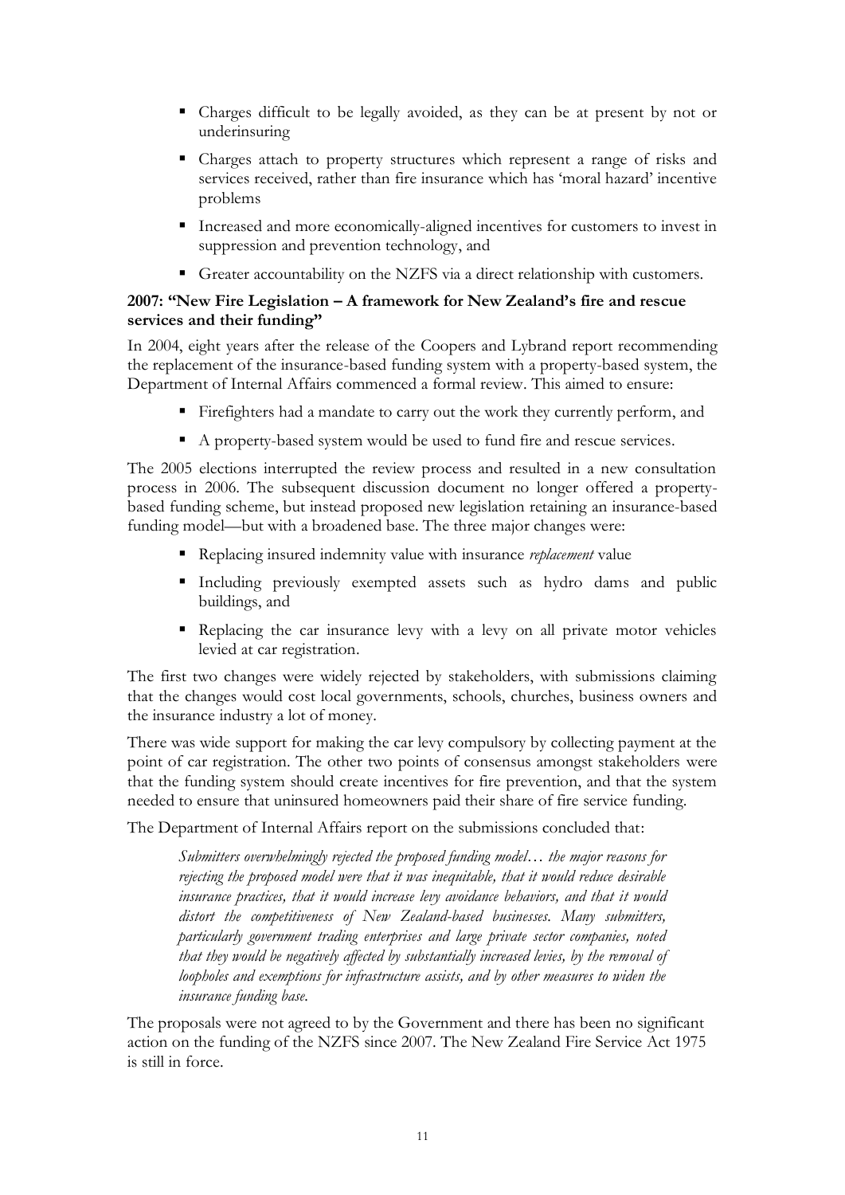- Charges difficult to be legally avoided, as they can be at present by not or underinsuring
- Charges attach to property structures which represent a range of risks and services received, rather than fire insurance which has 'moral hazard' incentive problems
- Increased and more economically-aligned incentives for customers to invest in suppression and prevention technology, and
- Greater accountability on the NZFS via a direct relationship with customers.

**2007: "New Fire Legislation – A framework for New Zealand's fire and rescue services and their funding"**

In 2004, eight years after the release of the Coopers and Lybrand report recommending the replacement of the insurance-based funding system with a property-based system, the Department of Internal Affairs commenced a formal review. This aimed to ensure:

- Firefighters had a mandate to carry out the work they currently perform, and
- A property-based system would be used to fund fire and rescue services.

The 2005 elections interrupted the review process and resulted in a new consultation process in 2006. The subsequent discussion document no longer offered a property-based funding scheme, but instead proposed new legislation retaining an insurance-based funding model—but with a broadened base. The three major changes were:

- Replacing insured indemnity value with insurance *replacement* value
- Including previously exempted assets such as hydro dams and public buildings, and
- Replacing the car insurance levy with a levy on all private motor vehicles levied at car registration.

The first two changes were widely rejected by stakeholders, with submissions claiming that the changes would cost local governments, schools, churches, business owners and the insurance industry a lot of money.

There was wide support for making the car levy compulsory by collecting payment at the point of car registration. The other two points of consensus amongst stakeholders were that the funding system should create incentives for fire prevention, and that the system needed to ensure that uninsured homeowners paid their share of fire service funding.

The Department of Internal Affairs report on the submissions concluded that:

> *Submitters overwhelmingly rejected the proposed funding model… the major reasons for rejecting the proposed model were that it was inequitable, that it would reduce desirable insurance practices, that it would increase levy avoidance behaviors, and that it would distort the competitiveness of New Zealand-based businesses. Many submitters, particularly government trading enterprises and large private sector companies, noted that they would be negatively affected by substantially increased levies, by the removal of loopholes and exemptions for infrastructure assists, and by other measures to widen the insurance funding base.*

The proposals were not agreed to by the Government and there has been no significant action on the funding of the NZFS since 2007. The New Zealand Fire Service Act 1975 is still in force.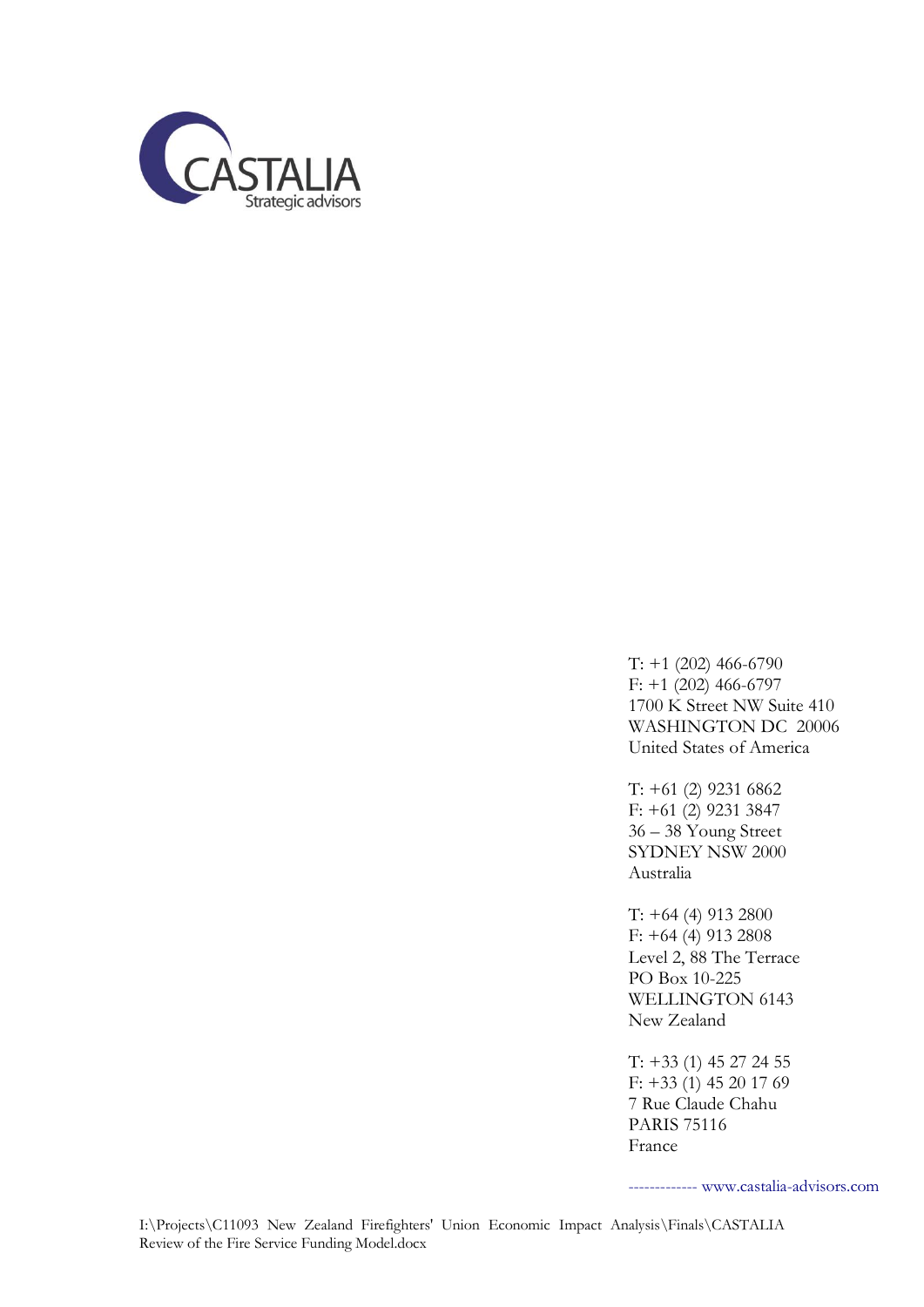CASTALIA
Strategic advisors

T: +1 (202) 466-6790
F: +1 (202) 466-6797
1700 K Street NW Suite 410
WASHINGTON DC 20006
United States of America

T: +61 (2) 9231 6862
F: +61 (2) 9231 3847
36 – 38 Young Street
SYDNEY NSW 2000
Australia

T: +64 (4) 913 2800
F: +64 (4) 913 2808
Level 2, 88 The Terrace
PO Box 10-225
WELLINGTON 6143
New Zealand

T: +33 (1) 45 27 24 55
F: +33 (1) 45 20 17 69
7 Rue Claude Chahu
PARIS 75116
France

------------- www.castalia-advisors.com

I:\Projects\C11093 New Zealand Firefighters' Union Economic Impact Analysis\Finals\CASTALIA Review of the Fire Service Funding Model.docx